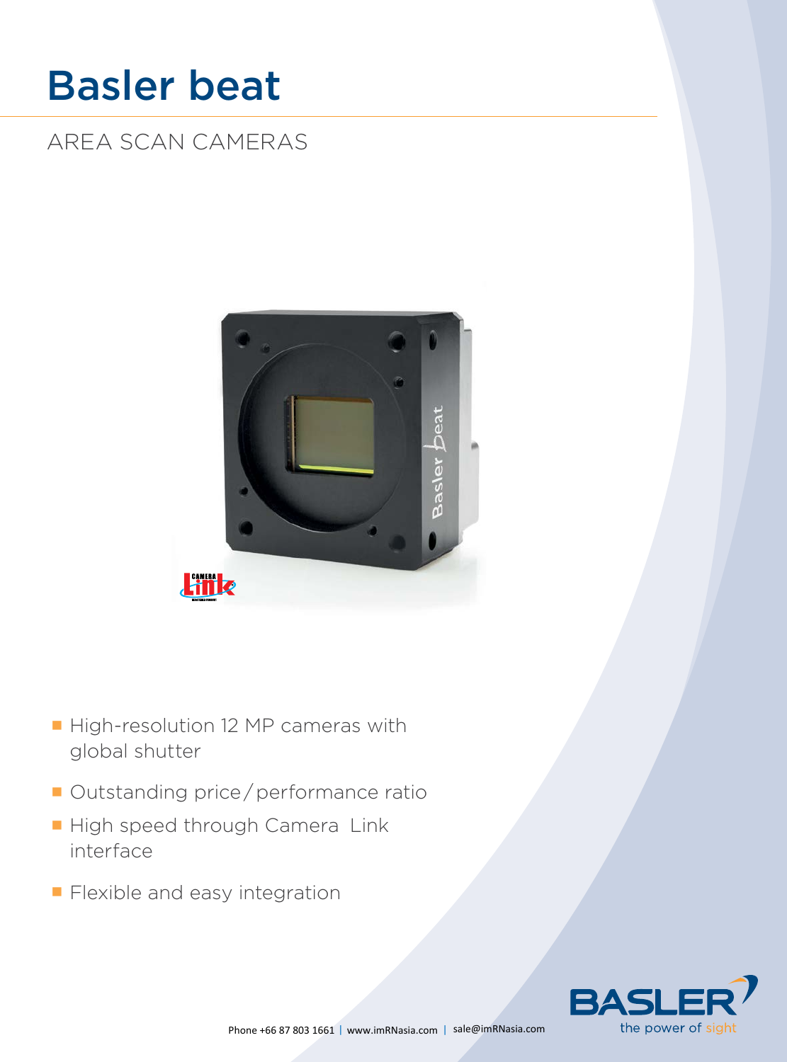# Basler beat

## AREA SCAN CAMERAS

- High-resolution 12 MP cameras with global shutter
- Outstanding price / performance ratio
- High speed through Camera Link interface
- Flexible and easy integration

Phone +66 87 803 1661 | www.imRNasia.com | sale@imRNasia.com

BASLER the power of sight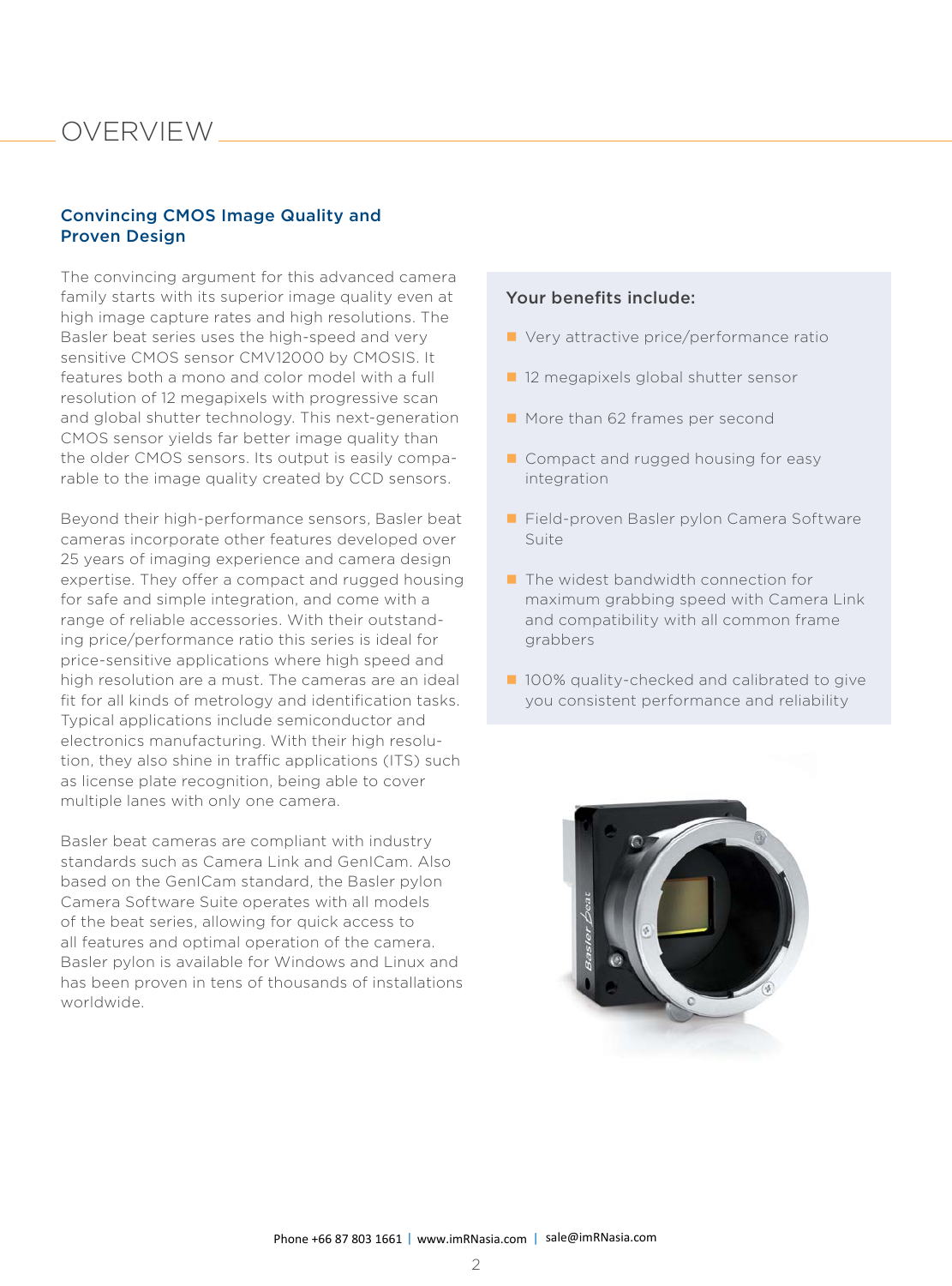# OVERVIEW

## Convincing CMOS Image Quality and Proven Design

The convincing argument for this advanced camera family starts with its superior image quality even at high image capture rates and high resolutions. The Basler beat series uses the high-speed and very sensitive CMOS sensor CMV12000 by CMOSIS. It features both a mono and color model with a full resolution of 12 megapixels with progressive scan and global shutter technology. This next-generation CMOS sensor yields far better image quality than the older CMOS sensors. Its output is easily comparable to the image quality created by CCD sensors.

Beyond their high-performance sensors, Basler beat cameras incorporate other features developed over 25 years of imaging experience and camera design expertise. They offer a compact and rugged housing for safe and simple integration, and come with a range of reliable accessories. With their outstanding price/performance ratio this series is ideal for price-sensitive applications where high speed and high resolution are a must. The cameras are an ideal fit for all kinds of metrology and identification tasks. Typical applications include semiconductor and electronics manufacturing. With their high resolution, they also shine in traffic applications (ITS) such as license plate recognition, being able to cover multiple lanes with only one camera.

Basler beat cameras are compliant with industry standards such as Camera Link and GenICam. Also based on the GenICam standard, the Basler pylon Camera Software Suite operates with all models of the beat series, allowing for quick access to all features and optimal operation of the camera. Basler pylon is available for Windows and Linux and has been proven in tens of thousands of installations worldwide.

### Your benefits include:

- Very attractive price/performance ratio
- 12 megapixels global shutter sensor
- More than 62 frames per second
- Compact and rugged housing for easy integration
- Field-proven Basler pylon Camera Software Suite
- The widest bandwidth connection for maximum grabbing speed with Camera Link and compatibility with all common frame grabbers
- 100% quality-checked and calibrated to give you consistent performance and reliability

Phone +66 87 803 1661 | www.imRNasia.com | sale@imRNasia.com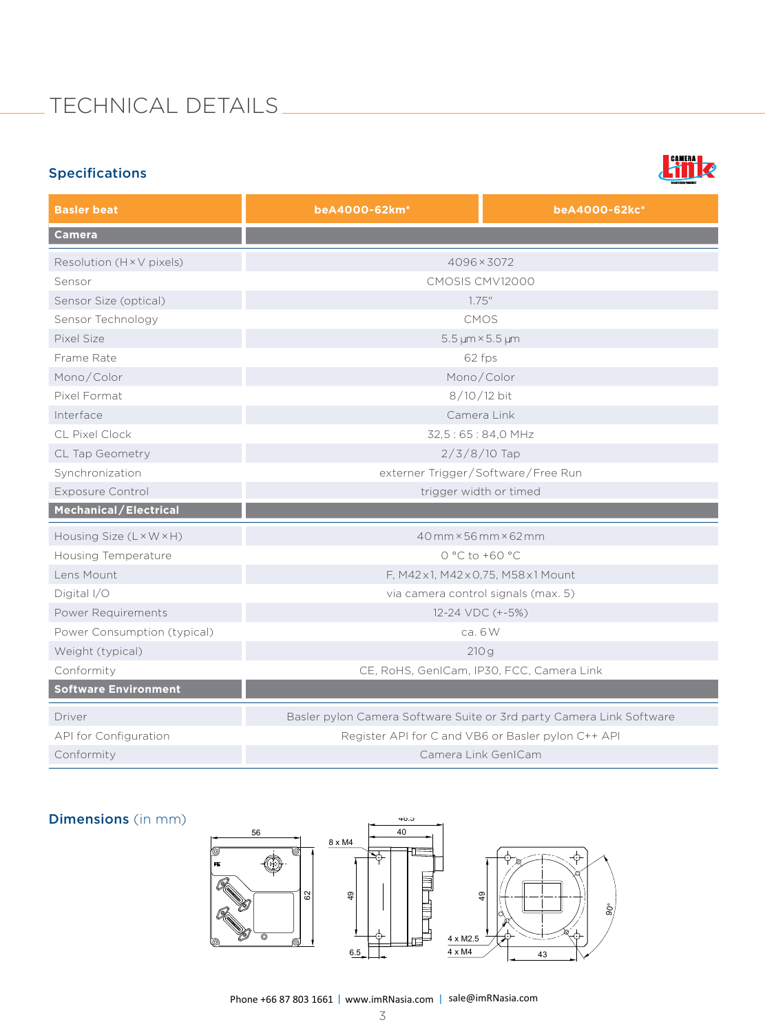# TECHNICAL DETAILS

## Specifications

| Basler beat | beA4000-62km* | beA4000-62kc* |
|---|---|---|
| **Camera** | | |
| Resolution (H × V pixels) | 4096 × 3072 | |
| Sensor | CMOSIS CMV12000 | |
| Sensor Size (optical) | 1.75" | |
| Sensor Technology | CMOS | |
| Pixel Size | 5.5 µm × 5.5 µm | |
| Frame Rate | 62 fps | |
| Mono/Color | Mono/Color | |
| Pixel Format | 8/10/12 bit | |
| Interface | Camera Link | |
| CL Pixel Clock | 32,5 : 65 : 84,0 MHz | |
| CL Tap Geometry | 2/3/8/10 Tap | |
| Synchronization | externer Trigger/Software/Free Run | |
| Exposure Control | trigger width or timed | |
| **Mechanical/Electrical** | | |
| Housing Size (L × W × H) | 40 mm × 56 mm × 62 mm | |
| Housing Temperature | 0 °C to +60 °C | |
| Lens Mount | F, M42 x 1, M42 x 0,75, M58 x 1 Mount | |
| Digital I/O | via camera control signals (max. 5) | |
| Power Requirements | 12-24 VDC (+-5%) | |
| Power Consumption (typical) | ca. 6 W | |
| Weight (typical) | 210 g | |
| Conformity | CE, RoHS, GenICam, IP30, FCC, Camera Link | |
| **Software Environment** | | |
| Driver | Basler pylon Camera Software Suite or 3rd party Camera Link Software | |
| API for Configuration | Register API for C and VB6 or Basler pylon C++ API | |
| Conformity | Camera Link GenICam | |

## Dimensions (in mm)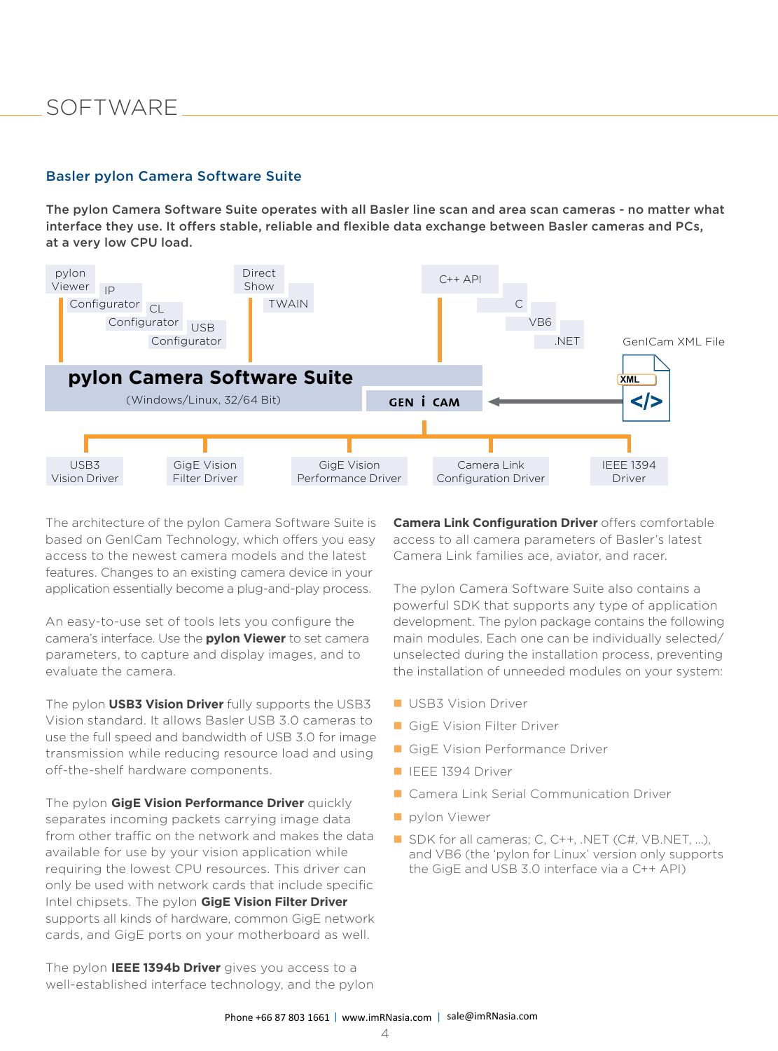# SOFTWARE

## Basler pylon Camera Software Suite

**The pylon Camera Software Suite operates with all Basler line scan and area scan cameras - no matter what interface they use. It offers stable, reliable and flexible data exchange between Basler cameras and PCs, at a very low CPU load.**

pylon Viewer | IP Configurator | CL Configurator | USB Configurator | Direct Show | TWAIN | C++ API | C | VB6 | .NET | GenICam XML File

**pylon Camera Software Suite**
(Windows/Linux, 32/64 Bit)
GEN i CAM

USB3 Vision Driver | GigE Vision Filter Driver | GigE Vision Performance Driver | Camera Link Configuration Driver | IEEE 1394 Driver

The architecture of the pylon Camera Software Suite is based on GenICam Technology, which offers you easy access to the newest camera models and the latest features. Changes to an existing camera device in your application essentially become a plug-and-play process.

An easy-to-use set of tools lets you configure the camera's interface. Use the **pylon Viewer** to set camera parameters, to capture and display images, and to evaluate the camera.

The pylon **USB3 Vision Driver** fully supports the USB3 Vision standard. It allows Basler USB 3.0 cameras to use the full speed and bandwidth of USB 3.0 for image transmission while reducing resource load and using off-the-shelf hardware components.

The pylon **GigE Vision Performance Driver** quickly separates incoming packets carrying image data from other traffic on the network and makes the data available for use by your vision application while requiring the lowest CPU resources. This driver can only be used with network cards that include specific Intel chipsets. The pylon **GigE Vision Filter Driver** supports all kinds of hardware, common GigE network cards, and GigE ports on your motherboard as well.

The pylon **IEEE 1394b Driver** gives you access to a well-established interface technology, and the pylon **Camera Link Configuration Driver** offers comfortable access to all camera parameters of Basler's latest Camera Link families ace, aviator, and racer.

The pylon Camera Software Suite also contains a powerful SDK that supports any type of application development. The pylon package contains the following main modules. Each one can be individually selected/unselected during the installation process, preventing the installation of unneeded modules on your system:

- USB3 Vision Driver
- GigE Vision Filter Driver
- GigE Vision Performance Driver
- IEEE 1394 Driver
- Camera Link Serial Communication Driver
- pylon Viewer
- SDK for all cameras; C, C++, .NET (C#, VB.NET, ...), and VB6 (the 'pylon for Linux' version only supports the GigE and USB 3.0 interface via a C++ API)

Phone +66 87 803 1661 | www.imRNasia.com | sale@imRNasia.com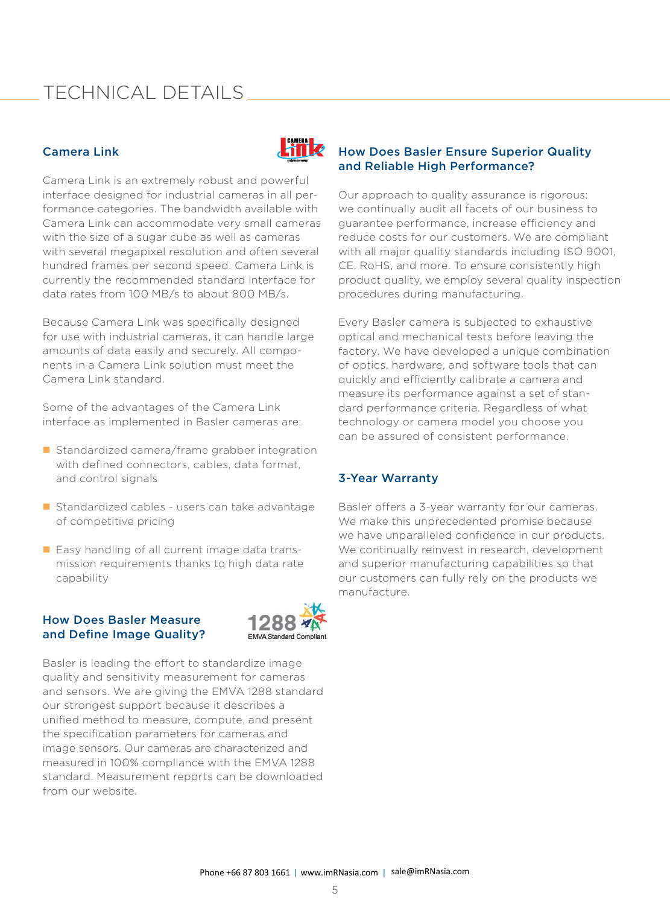# TECHNICAL DETAILS

## Camera Link

Camera Link is an extremely robust and powerful interface designed for industrial cameras in all performance categories. The bandwidth available with Camera Link can accommodate very small cameras with the size of a sugar cube as well as cameras with several megapixel resolution and often several hundred frames per second speed. Camera Link is currently the recommended standard interface for data rates from 100 MB/s to about 800 MB/s.

Because Camera Link was specifically designed for use with industrial cameras, it can handle large amounts of data easily and securely. All components in a Camera Link solution must meet the Camera Link standard.

Some of the advantages of the Camera Link interface as implemented in Basler cameras are:

- Standardized camera/frame grabber integration with defined connectors, cables, data format, and control signals
- Standardized cables - users can take advantage of competitive pricing
- Easy handling of all current image data transmission requirements thanks to high data rate capability

## How Does Basler Measure and Define Image Quality?

Basler is leading the effort to standardize image quality and sensitivity measurement for cameras and sensors. We are giving the EMVA 1288 standard our strongest support because it describes a unified method to measure, compute, and present the specification parameters for cameras and image sensors. Our cameras are characterized and measured in 100% compliance with the EMVA 1288 standard. Measurement reports can be downloaded from our website.

## How Does Basler Ensure Superior Quality and Reliable High Performance?

Our approach to quality assurance is rigorous: we continually audit all facets of our business to guarantee performance, increase efficiency and reduce costs for our customers. We are compliant with all major quality standards including ISO 9001, CE, RoHS, and more. To ensure consistently high product quality, we employ several quality inspection procedures during manufacturing.

Every Basler camera is subjected to exhaustive optical and mechanical tests before leaving the factory. We have developed a unique combination of optics, hardware, and software tools that can quickly and efficiently calibrate a camera and measure its performance against a set of standard performance criteria. Regardless of what technology or camera model you choose you can be assured of consistent performance.

## 3-Year Warranty

Basler offers a 3-year warranty for our cameras. We make this unprecedented promise because we have unparalleled confidence in our products. We continually reinvest in research, development and superior manufacturing capabilities so that our customers can fully rely on the products we manufacture.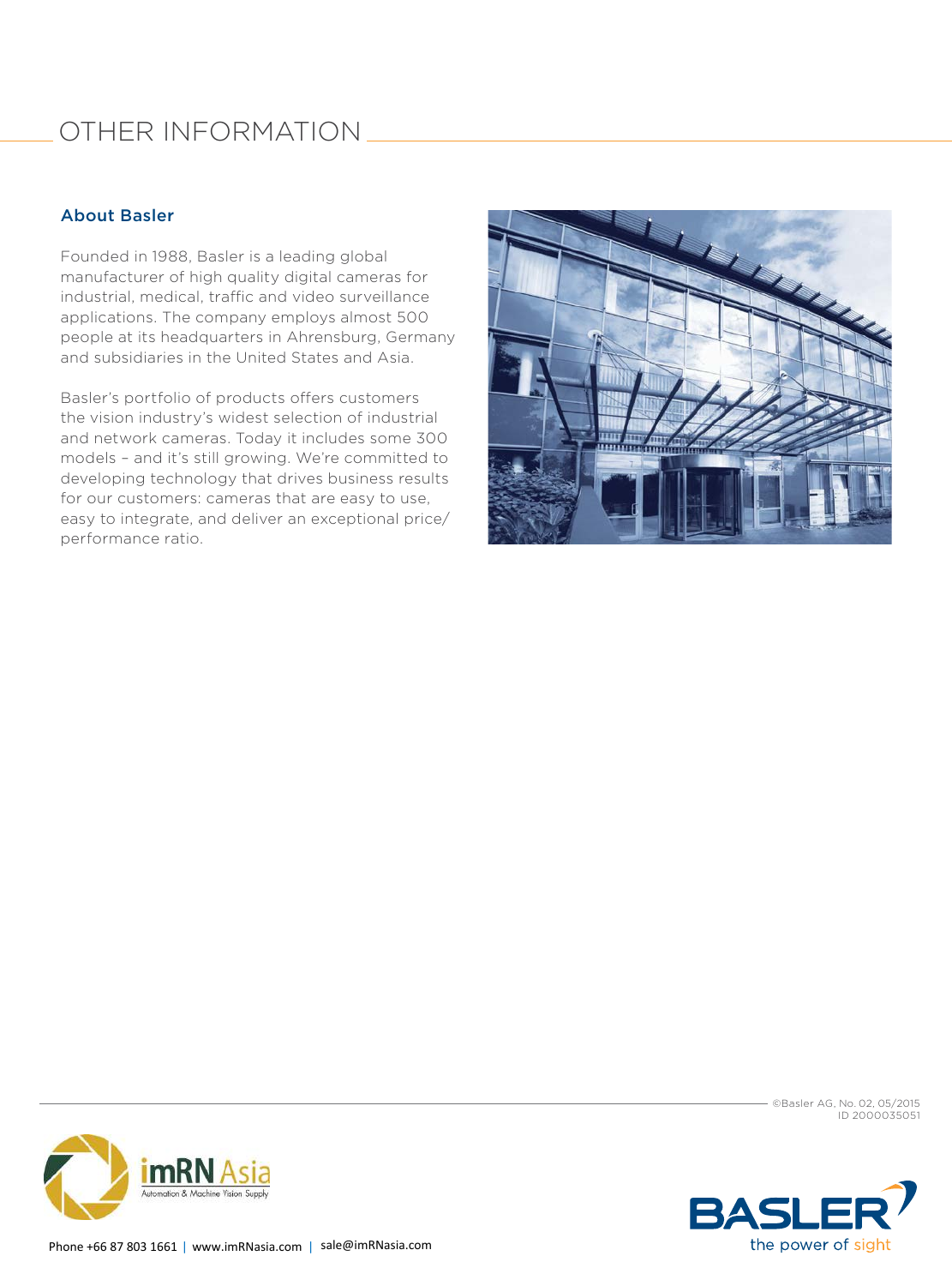# OTHER INFORMATION

## About Basler

Founded in 1988, Basler is a leading global manufacturer of high quality digital cameras for industrial, medical, traffic and video surveillance applications. The company employs almost 500 people at its headquarters in Ahrensburg, Germany and subsidiaries in the United States and Asia.

Basler's portfolio of products offers customers the vision industry's widest selection of industrial and network cameras. Today it includes some 300 models – and it's still growing. We're committed to developing technology that drives business results for our customers: cameras that are easy to use, easy to integrate, and deliver an exceptional price/performance ratio.

©Basler AG, No. 02, 05/2015
ID 2000035051

imRN Asia
Automation & Machine Vision Supply

Phone +66 87 803 1661 | www.imRNasia.com | sale@imRNasia.com

BASLER
the power of sight